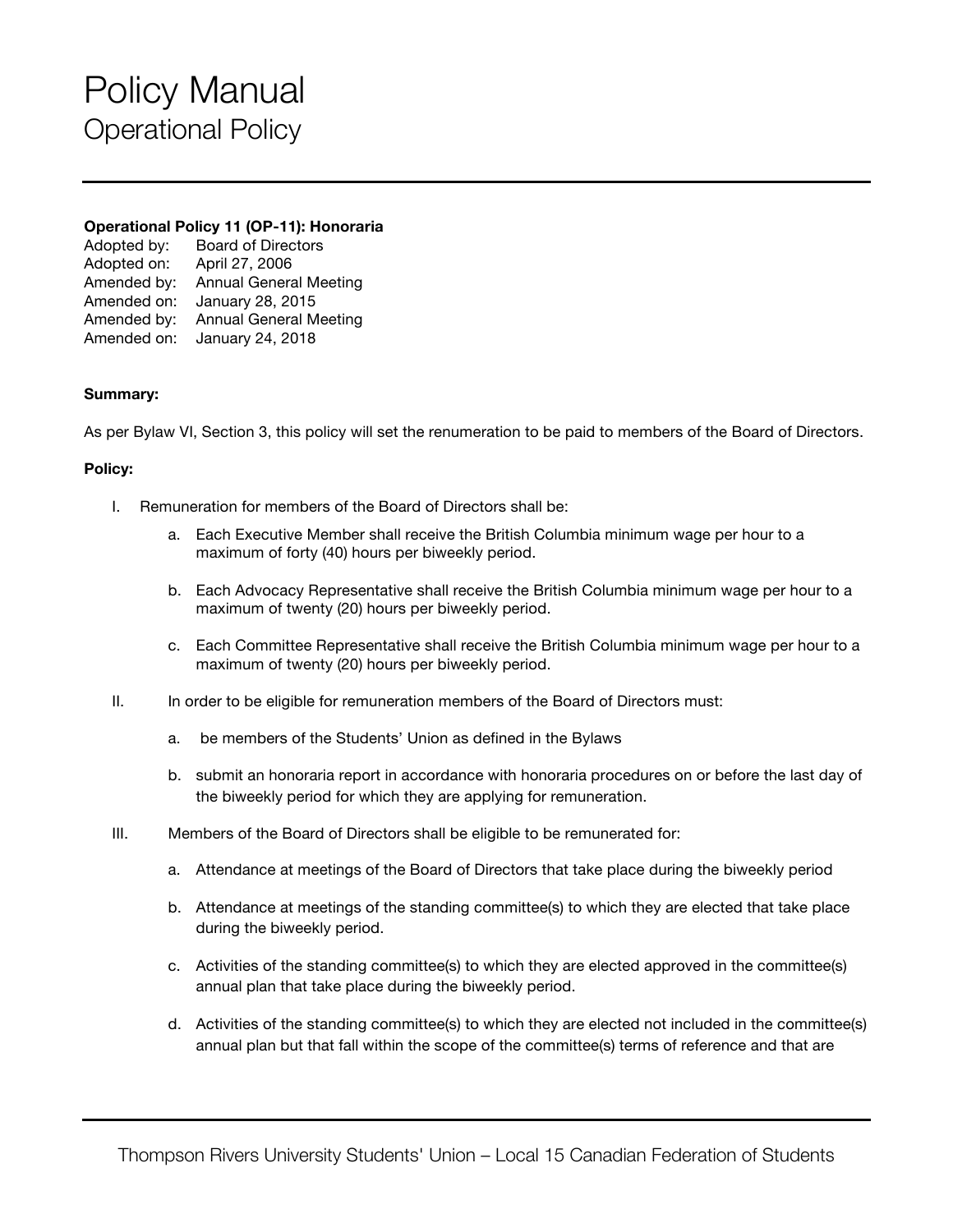# Policy Manual

## Operational Policy

**Operational Policy 11 (OP-11): Honoraria**

Adopted by: Board of Directors
Adopted on: April 27, 2006
Amended by: Annual General Meeting
Amended on: January 28, 2015
Amended by: Annual General Meeting
Amended on: January 24, 2018

**Summary:**

As per Bylaw VI, Section 3, this policy will set the renumeration to be paid to members of the Board of Directors.

**Policy:**

I. Remuneration for members of the Board of Directors shall be:

   a. Each Executive Member shall receive the British Columbia minimum wage per hour to a maximum of forty (40) hours per biweekly period.

   b. Each Advocacy Representative shall receive the British Columbia minimum wage per hour to a maximum of twenty (20) hours per biweekly period.

   c. Each Committee Representative shall receive the British Columbia minimum wage per hour to a maximum of twenty (20) hours per biweekly period.

II. In order to be eligible for remuneration members of the Board of Directors must:

   a. be members of the Students' Union as defined in the Bylaws

   b. submit an honoraria report in accordance with honoraria procedures on or before the last day of the biweekly period for which they are applying for remuneration.

III. Members of the Board of Directors shall be eligible to be remunerated for:

   a. Attendance at meetings of the Board of Directors that take place during the biweekly period

   b. Attendance at meetings of the standing committee(s) to which they are elected that take place during the biweekly period.

   c. Activities of the standing committee(s) to which they are elected approved in the committee(s) annual plan that take place during the biweekly period.

   d. Activities of the standing committee(s) to which they are elected not included in the committee(s) annual plan but that fall within the scope of the committee(s) terms of reference and that are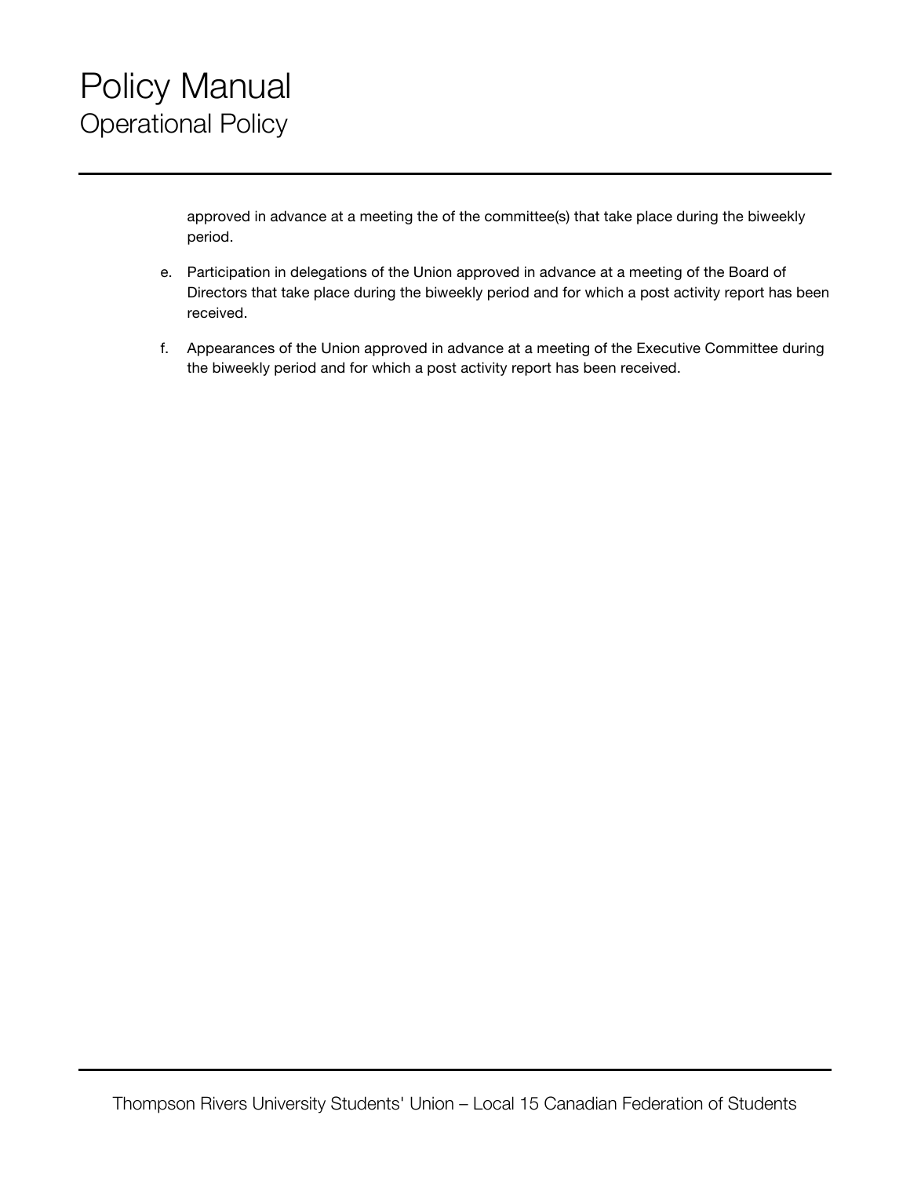approved in advance at a meeting the of the committee(s) that take place during the biweekly period.

e. Participation in delegations of the Union approved in advance at a meeting of the Board of Directors that take place during the biweekly period and for which a post activity report has been received.

f. Appearances of the Union approved in advance at a meeting of the Executive Committee during the biweekly period and for which a post activity report has been received.